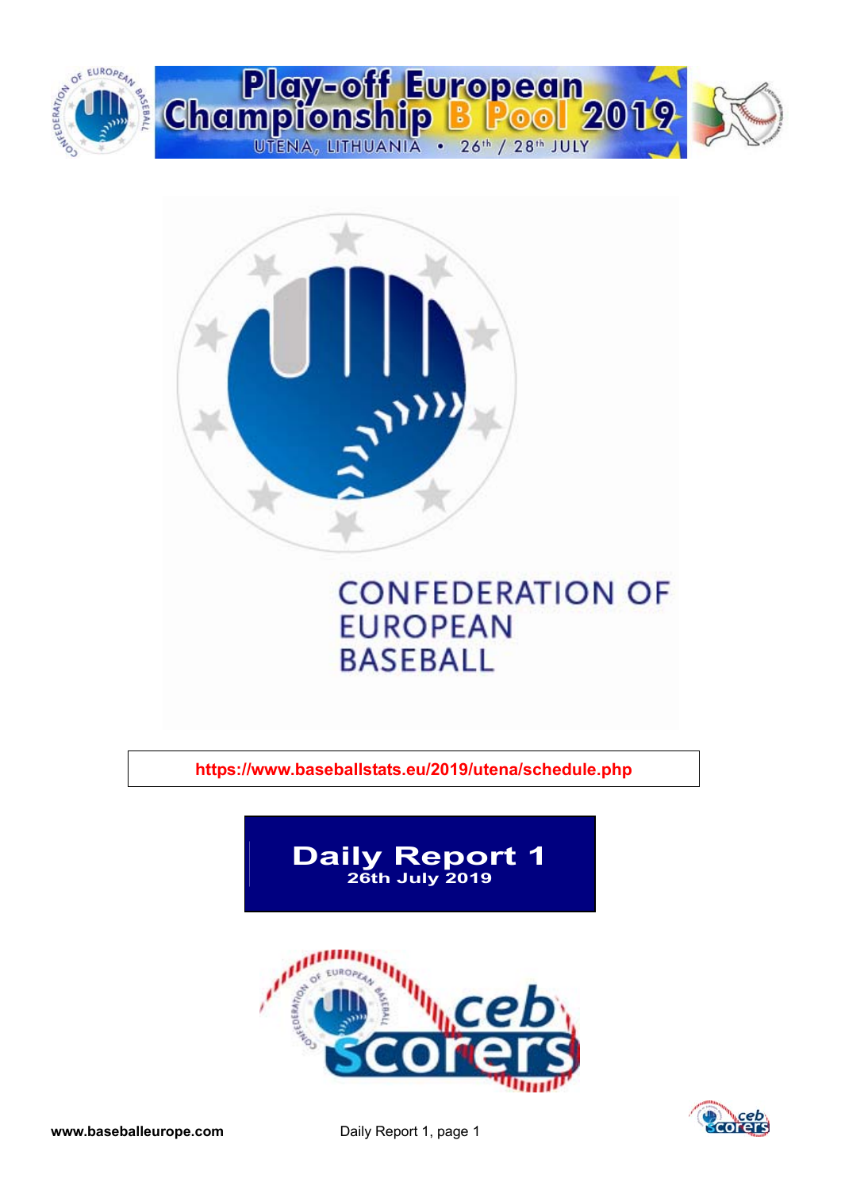# Play-off European Championship B Pool 2019

UTENA, LITHUANIA • 26th / 28th JULY

CONFEDERATION OF EUROPEAN BASEBALL

https://www.baseballstats.eu/2019/utena/schedule.php

## Daily Report 1

**26th July 2019**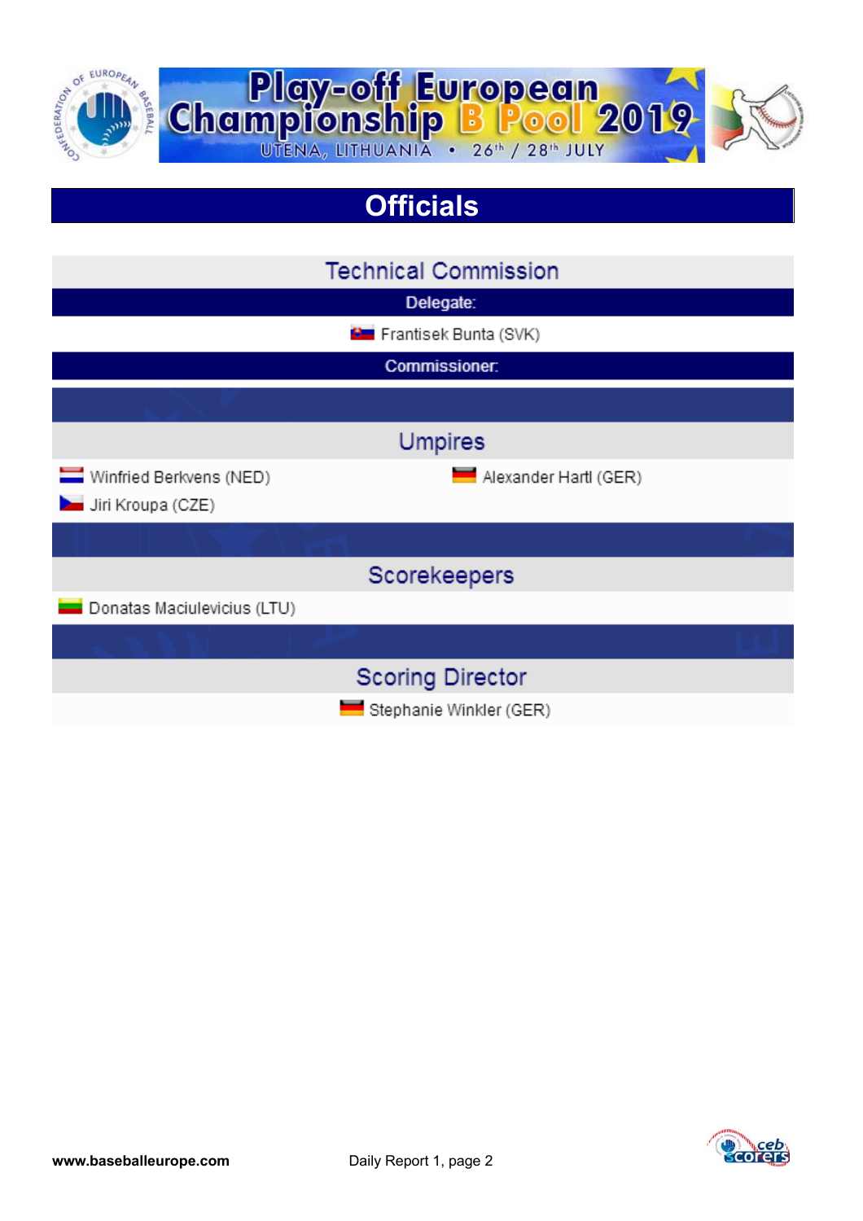# Play-off European Championship B Pool 2019

UTENA, LITHUANIA • 26th / 28th JULY

## Officials

### Technical Commission

**Delegate:**

Frantisek Bunta (SVK)

**Commissioner:**

### Umpires

Winfried Berkvens (NED)

Alexander Hartl (GER)

Jiri Kroupa (CZE)

### Scorekeepers

Donatas Maciulevicius (LTU)

### Scoring Director

Stephanie Winkler (GER)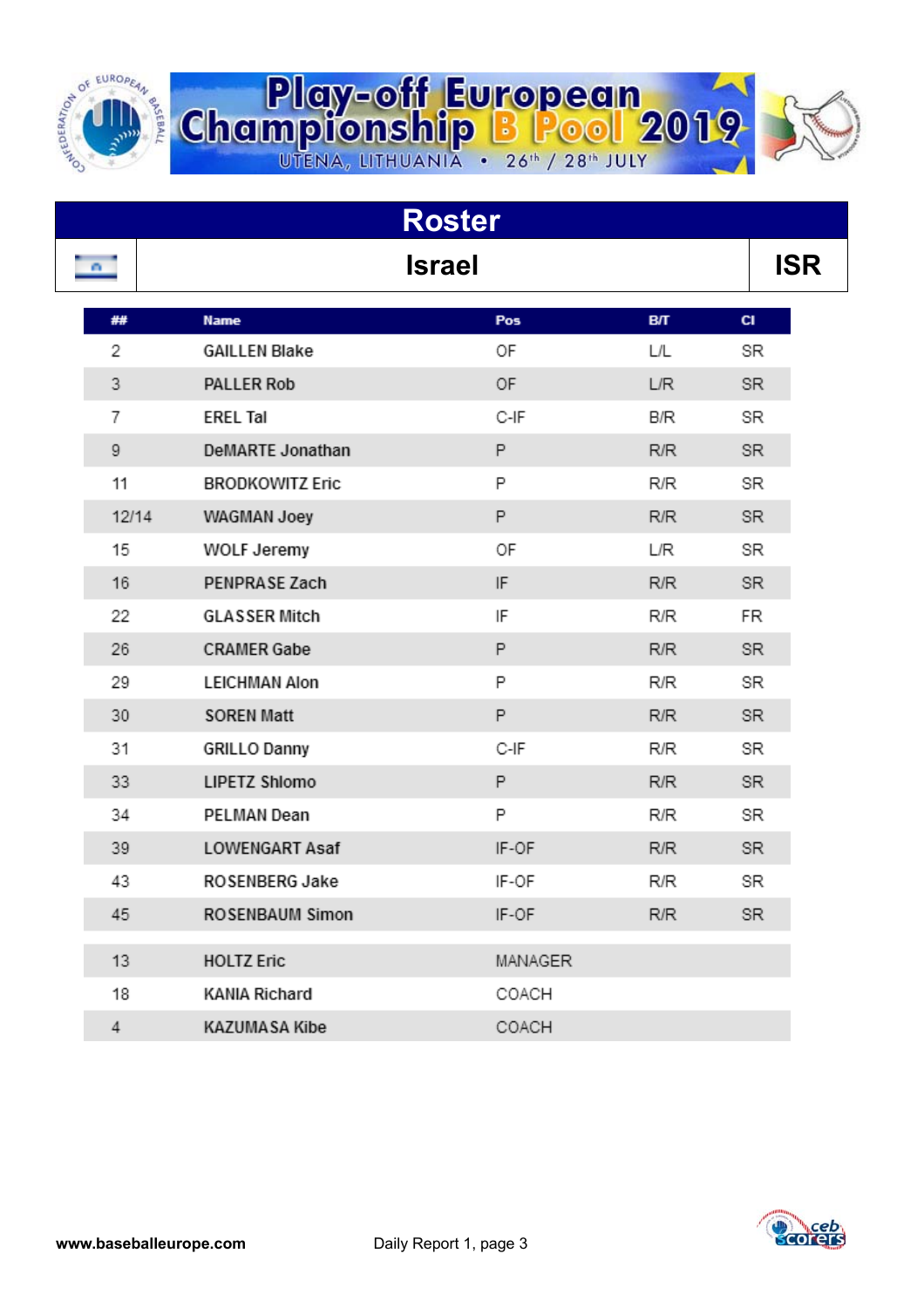# Play-off European Championship B Pool 2019

UTENA, LITHUANIA • 26th / 28th JULY

## Roster

| | Israel | ISR |
|---|---|---|

| ## | Name | Pos | B/T | Cl |
|---|---|---|---|---|
| 2 | GAILLEN Blake | OF | L/L | SR |
| 3 | PALLER Rob | OF | L/R | SR |
| 7 | EREL Tal | C-IF | B/R | SR |
| 9 | DeMARTE Jonathan | P | R/R | SR |
| 11 | BRODKOWITZ Eric | P | R/R | SR |
| 12/14 | WAGMAN Joey | P | R/R | SR |
| 15 | WOLF Jeremy | OF | L/R | SR |
| 16 | PENPRASE Zach | IF | R/R | SR |
| 22 | GLASSER Mitch | IF | R/R | FR |
| 26 | CRAMER Gabe | P | R/R | SR |
| 29 | LEICHMAN Alon | P | R/R | SR |
| 30 | SOREN Matt | P | R/R | SR |
| 31 | GRILLO Danny | C-IF | R/R | SR |
| 33 | LIPETZ Shlomo | P | R/R | SR |
| 34 | PELMAN Dean | P | R/R | SR |
| 39 | LOWENGART Asaf | IF-OF | R/R | SR |
| 43 | ROSENBERG Jake | IF-OF | R/R | SR |
| 45 | ROSENBAUM Simon | IF-OF | R/R | SR |
| 13 | HOLTZ Eric | MANAGER | | |
| 18 | KANIA Richard | COACH | | |
| 4 | KAZUMASA Kibe | COACH | | |

www.baseballeurope.com Daily Report 1, page 3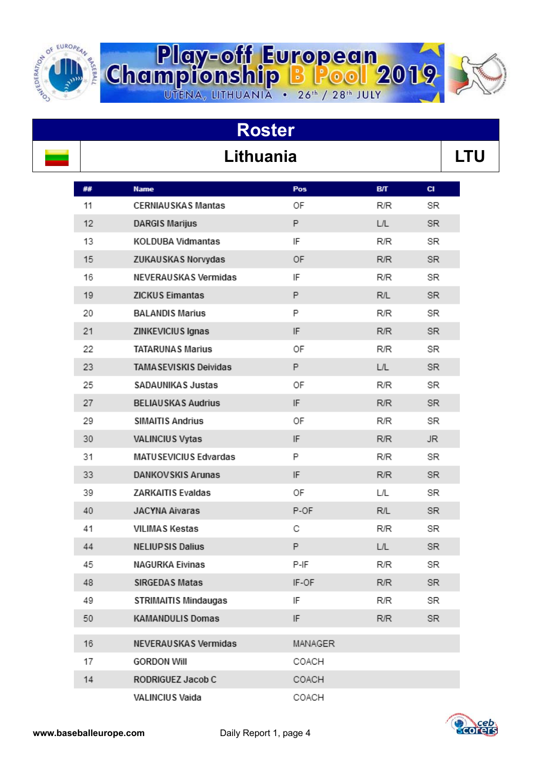# Play-off European Championship B Pool 2019

UTENA, LITHUANIA • 26th / 28th JULY

## Roster

## Lithuania — LTU

| ## | Name | Pos | B/T | Cl |
|---|---|---|---|---|
| 11 | CERNIAUSKAS Mantas | OF | R/R | SR |
| 12 | DARGIS Marijus | P | L/L | SR |
| 13 | KOLDUBA Vidmantas | IF | R/R | SR |
| 15 | ZUKAUSKAS Norvydas | OF | R/R | SR |
| 16 | NEVERAUSKAS Vermidas | IF | R/R | SR |
| 19 | ZICKUS Eimantas | P | R/L | SR |
| 20 | BALANDIS Marius | P | R/R | SR |
| 21 | ZINKEVICIUS Ignas | IF | R/R | SR |
| 22 | TATARUNAS Marius | OF | R/R | SR |
| 23 | TAMASEVISKIS Deividas | P | L/L | SR |
| 25 | SADAUNIKAS Justas | OF | R/R | SR |
| 27 | BELIAUSKAS Audrius | IF | R/R | SR |
| 29 | SIMAITIS Andrius | OF | R/R | SR |
| 30 | VALINCIUS Vytas | IF | R/R | JR |
| 31 | MATUSEVICIUS Edvardas | P | R/R | SR |
| 33 | DANKOVSKIS Arunas | IF | R/R | SR |
| 39 | ZARKAITIS Evaldas | OF | L/L | SR |
| 40 | JACYNA Aivaras | P-OF | R/L | SR |
| 41 | VILIMAS Kestas | C | R/R | SR |
| 44 | NELIUPSIS Dalius | P | L/L | SR |
| 45 | NAGURKA Eivinas | P-IF | R/R | SR |
| 48 | SIRGEDAS Matas | IF-OF | R/R | SR |
| 49 | STRIMAITIS Mindaugas | IF | R/R | SR |
| 50 | KAMANDULIS Domas | IF | R/R | SR |

| ## | Name | Pos |
|---|---|---|
| 16 | NEVERAUSKAS Vermidas | MANAGER |
| 17 | GORDON Will | COACH |
| 14 | RODRIGUEZ Jacob C | COACH |
| | VALINCIUS Vaida | COACH |

www.baseballeurope.com — Daily Report 1, page 4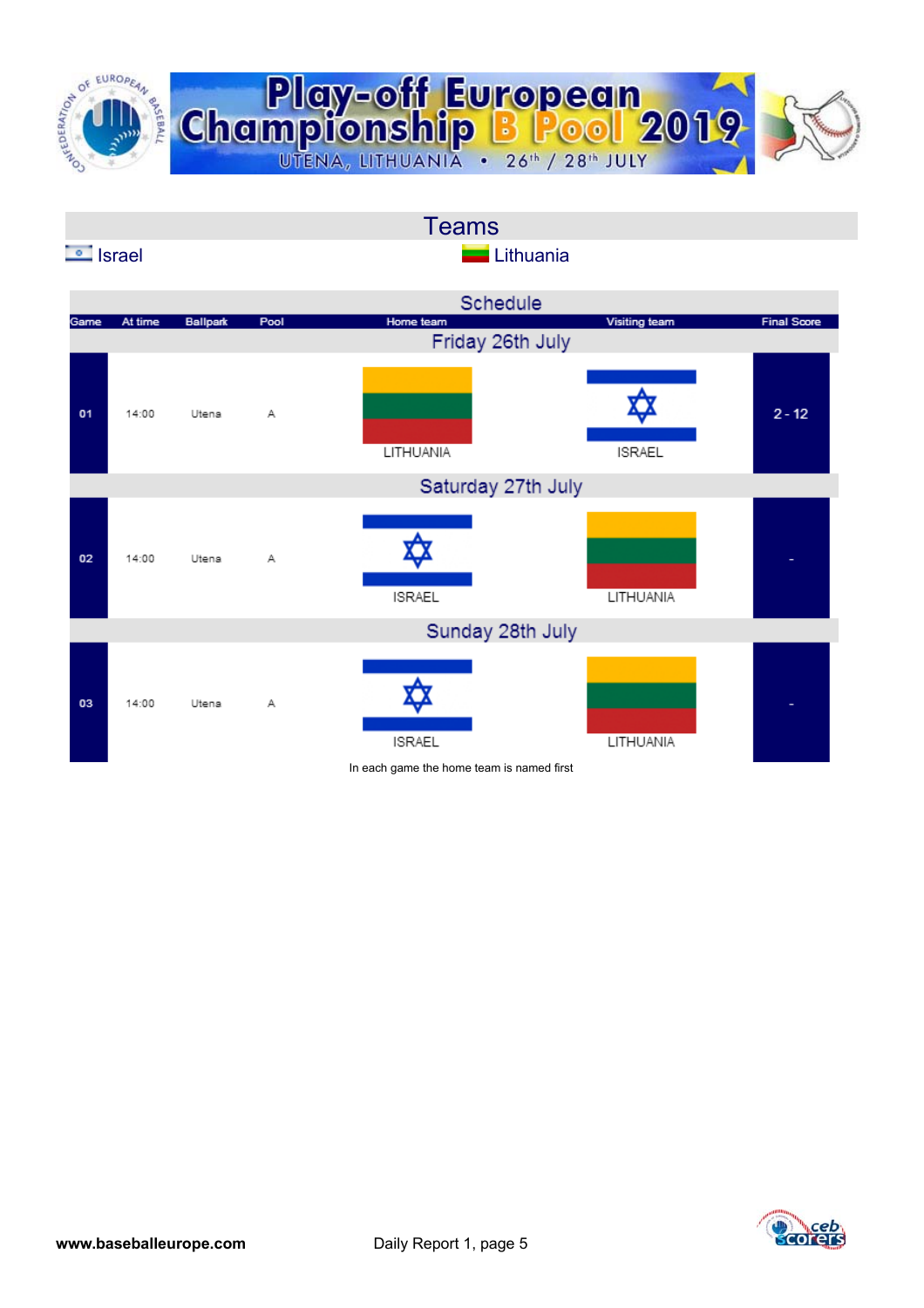# Play-off European Championship B Pool 2019

UTENA, LITHUANIA • 26th / 28th JULY

## Teams

Israel | Lithuania

## Schedule

| Game | At time | Ballpark | Pool | Home team | Visiting team | Final Score |
|---|---|---|---|---|---|---|
| **Friday 26th July** | | | | | | |
| 01 | 14:00 | Utena | A | LITHUANIA | ISRAEL | 2 - 12 |
| **Saturday 27th July** | | | | | | |
| 02 | 14:00 | Utena | A | ISRAEL | LITHUANIA | - |
| **Sunday 28th July** | | | | | | |
| 03 | 14:00 | Utena | A | ISRAEL | LITHUANIA | - |

In each game the home team is named first

www.baseballeurope.com | Daily Report 1, page 5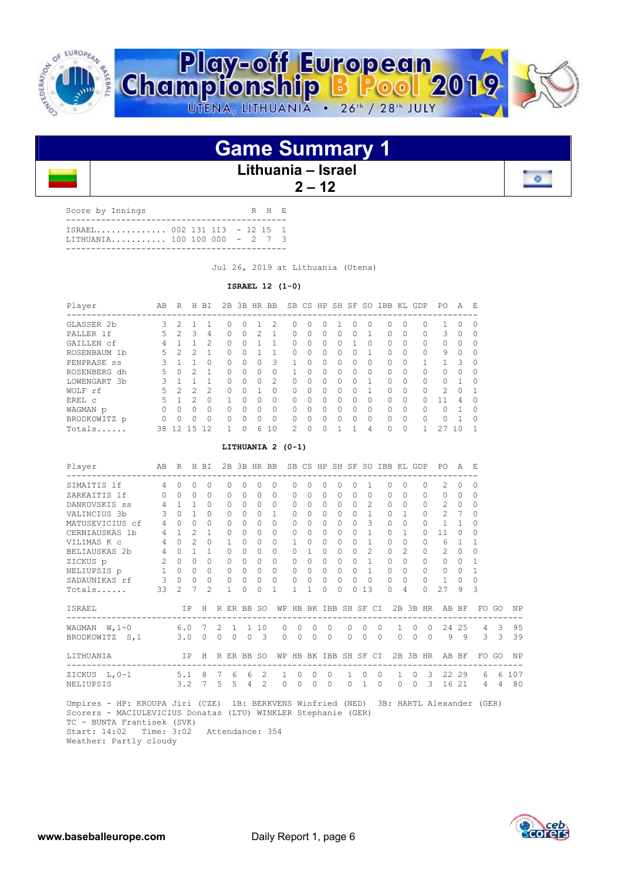# Play-off European Championship B Pool 2019

UTENA, LITHUANIA • 26th / 28th JULY

## Game Summary 1

**Lithuania – Israel**

**2 – 12**

| Score by Innings | | | R | H | E |
|---|---|---|---|---|---|
| ISRAEL | 002 131 113 | - | 12 | 15 | 1 |
| LITHUANIA | 100 100 000 | - | 2 | 7 | 3 |

Jul 26, 2019 at Lithuania (Utena)

### ISRAEL 12 (1-0)

| Player | AB | R | H | BI | 2B | 3B | HR | BB | SB | CS | HP | SH | SF | SO | IBB | KL | GDP | PO | A | E |
|---|---|---|---|---|---|---|---|---|---|---|---|---|---|---|---|---|---|---|---|---|
| GLASSER 2b | 3 | 2 | 1 | 1 | 0 | 0 | 1 | 2 | 0 | 0 | 0 | 1 | 0 | 0 | 0 | 0 | 0 | 1 | 0 | 0 |
| PALLER lf | 5 | 2 | 3 | 4 | 0 | 0 | 2 | 1 | 0 | 0 | 0 | 0 | 0 | 1 | 0 | 0 | 0 | 3 | 0 | 0 |
| GAILLEN cf | 4 | 1 | 1 | 2 | 0 | 0 | 1 | 1 | 0 | 0 | 0 | 0 | 1 | 0 | 0 | 0 | 0 | 0 | 0 | 0 |
| ROSENBAUM 1b | 5 | 2 | 2 | 1 | 0 | 0 | 1 | 1 | 0 | 0 | 0 | 0 | 0 | 1 | 0 | 0 | 0 | 9 | 0 | 0 |
| PENPRASE ss | 3 | 1 | 1 | 0 | 0 | 0 | 0 | 3 | 1 | 0 | 0 | 0 | 0 | 0 | 0 | 0 | 1 | 1 | 3 | 0 |
| ROSENBERG dh | 5 | 0 | 2 | 1 | 0 | 0 | 0 | 0 | 1 | 0 | 0 | 0 | 0 | 0 | 0 | 0 | 0 | 0 | 0 | 0 |
| LOWENGART 3b | 3 | 1 | 1 | 1 | 0 | 0 | 0 | 2 | 0 | 0 | 0 | 0 | 0 | 1 | 0 | 0 | 0 | 0 | 1 | 0 |
| WOLF rf | 5 | 2 | 2 | 2 | 0 | 0 | 1 | 0 | 0 | 0 | 0 | 0 | 0 | 1 | 0 | 0 | 0 | 2 | 0 | 1 |
| EREL c | 5 | 1 | 2 | 0 | 1 | 0 | 0 | 0 | 0 | 0 | 0 | 0 | 0 | 0 | 0 | 0 | 0 | 11 | 4 | 0 |
| WAGMAN p | 0 | 0 | 0 | 0 | 0 | 0 | 0 | 0 | 0 | 0 | 0 | 0 | 0 | 0 | 0 | 0 | 0 | 0 | 1 | 0 |
| BRODKOWITZ p | 0 | 0 | 0 | 0 | 0 | 0 | 0 | 0 | 0 | 0 | 0 | 0 | 0 | 0 | 0 | 0 | 0 | 0 | 1 | 0 |
| Totals...... | 38 | 12 | 15 | 12 | 1 | 0 | 6 | 10 | 2 | 0 | 0 | 1 | 1 | 4 | 0 | 0 | 1 | 27 | 10 | 1 |

### LITHUANIA 2 (0-1)

| Player | AB | R | H | BI | 2B | 3B | HR | BB | SB | CS | HP | SH | SF | SO | IBB | KL | GDP | PO | A | E |
|---|---|---|---|---|---|---|---|---|---|---|---|---|---|---|---|---|---|---|---|---|
| SIMAITIS lf | 4 | 0 | 0 | 0 | 0 | 0 | 0 | 0 | 0 | 0 | 0 | 0 | 0 | 1 | 0 | 0 | 0 | 2 | 0 | 0 |
| ZARKAITIS lf | 0 | 0 | 0 | 0 | 0 | 0 | 0 | 0 | 0 | 0 | 0 | 0 | 0 | 0 | 0 | 0 | 0 | 0 | 0 | 0 |
| DANKOVSKIS ss | 4 | 1 | 1 | 0 | 0 | 0 | 0 | 0 | 0 | 0 | 0 | 0 | 0 | 2 | 0 | 0 | 0 | 2 | 0 | 0 |
| VALINCIUS 3b | 3 | 0 | 1 | 0 | 0 | 0 | 0 | 1 | 0 | 0 | 0 | 0 | 0 | 1 | 0 | 1 | 0 | 2 | 7 | 0 |
| MATUSEVICIUS cf | 4 | 0 | 0 | 0 | 0 | 0 | 0 | 0 | 0 | 0 | 0 | 0 | 0 | 3 | 0 | 0 | 0 | 1 | 1 | 0 |
| CERNIAUSKAS 1b | 4 | 1 | 2 | 1 | 0 | 0 | 0 | 0 | 0 | 0 | 0 | 0 | 0 | 1 | 0 | 1 | 0 | 11 | 0 | 0 |
| VILIMAS K c | 4 | 0 | 2 | 0 | 1 | 0 | 0 | 0 | 1 | 0 | 0 | 0 | 0 | 1 | 0 | 0 | 0 | 6 | 1 | 1 |
| BELIAUSKAS 2b | 4 | 0 | 1 | 1 | 0 | 0 | 0 | 0 | 0 | 1 | 0 | 0 | 0 | 2 | 0 | 2 | 0 | 2 | 0 | 0 |
| ZICKUS p | 2 | 0 | 0 | 0 | 0 | 0 | 0 | 0 | 0 | 0 | 0 | 0 | 0 | 1 | 0 | 0 | 0 | 0 | 0 | 1 |
| NELIUPSIS p | 1 | 0 | 0 | 0 | 0 | 0 | 0 | 0 | 0 | 0 | 0 | 0 | 0 | 1 | 0 | 0 | 0 | 0 | 0 | 1 |
| SADAUNIKAS rf | 3 | 0 | 0 | 0 | 0 | 0 | 0 | 0 | 0 | 0 | 0 | 0 | 0 | 0 | 0 | 0 | 0 | 1 | 0 | 0 |
| Totals...... | 33 | 2 | 7 | 2 | 1 | 0 | 0 | 1 | 1 | 1 | 0 | 0 | 0 | 13 | 0 | 4 | 0 | 27 | 9 | 3 |

| ISRAEL | IP | H | R | ER | BB | SO | WP | HB | BK | IBB | SH | SF | CI | 2B | 3B | HR | AB | BF | FO | GO | NP |
|---|---|---|---|---|---|---|---|---|---|---|---|---|---|---|---|---|---|---|---|---|---|
| WAGMAN W,1-0 | 6.0 | 7 | 2 | 1 | 1 | 10 | 0 | 0 | 0 | 0 | 0 | 0 | 0 | 1 | 0 | 0 | 24 | 25 | 4 | 3 | 95 |
| BRODKOWITZ S,1 | 3.0 | 0 | 0 | 0 | 0 | 3 | 0 | 0 | 0 | 0 | 0 | 0 | 0 | 0 | 0 | 0 | 9 | 9 | 3 | 3 | 39 |

| LITHUANIA | IP | H | R | ER | BB | SO | WP | HB | BK | IBB | SH | SF | CI | 2B | 3B | HR | AB | BF | FO | GO | NP |
|---|---|---|---|---|---|---|---|---|---|---|---|---|---|---|---|---|---|---|---|---|---|
| ZICKUS L,0-1 | 5.1 | 8 | 7 | 6 | 6 | 2 | 1 | 0 | 0 | 0 | 1 | 0 | 0 | 1 | 0 | 3 | 22 | 29 | 6 | 6 | 107 |
| NELIUPSIS | 3.2 | 7 | 5 | 5 | 4 | 2 | 0 | 0 | 0 | 0 | 0 | 1 | 0 | 0 | 0 | 3 | 16 | 21 | 4 | 4 | 80 |

Umpires - HP: KROUPA Jiri (CZE) 1B: BERKVENS Winfried (NED) 3B: HARTL Alexander (GER)
Scorers - MACIULEVICIUS Donatas (LTU) WINKLER Stephanie (GER)
TC - BUNTA Frantisek (SVK)
Start: 14:02 Time: 3:02 Attendance: 354
Weather: Partly cloudy

**www.baseballeurope.com** Daily Report 1, page 6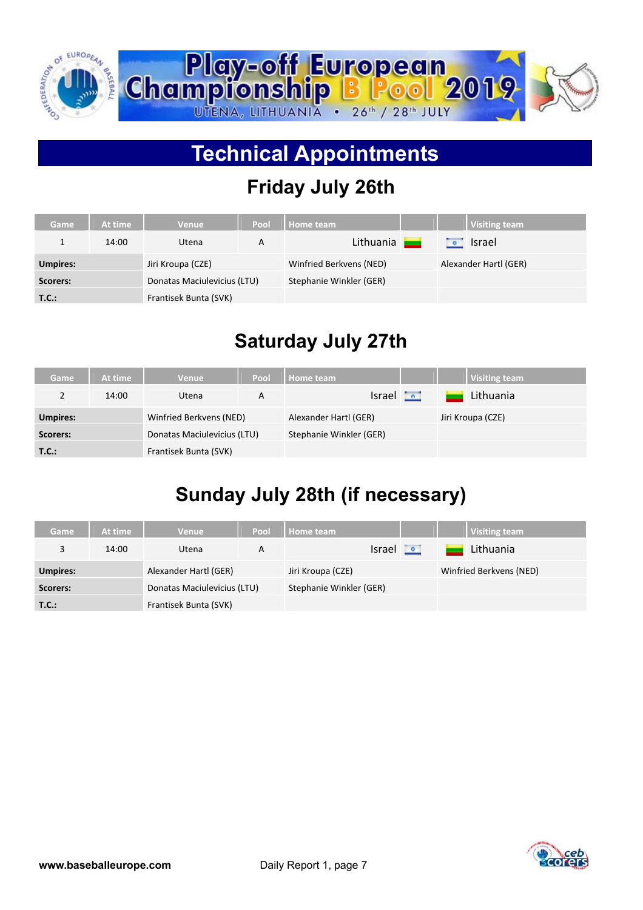# Play-off European Championship B Pool 2019

UTENA, LITHUANIA • 26th / 28th JULY

## Technical Appointments

### Friday July 26th

| Game | At time | Venue | Pool | Home team | Visiting team |
|---|---|---|---|---|---|
| 1 | 14:00 | Utena | A | Lithuania | Israel |
| **Umpires:** | | Jiri Kroupa (CZE) | | Winfried Berkvens (NED) | Alexander Hartl (GER) |
| **Scorers:** | | Donatas Maciulevicius (LTU) | | Stephanie Winkler (GER) | |
| **T.C.:** | | Frantisek Bunta (SVK) | | | |

### Saturday July 27th

| Game | At time | Venue | Pool | Home team | Visiting team |
|---|---|---|---|---|---|
| 2 | 14:00 | Utena | A | Israel | Lithuania |
| **Umpires:** | | Winfried Berkvens (NED) | | Alexander Hartl (GER) | Jiri Kroupa (CZE) |
| **Scorers:** | | Donatas Maciulevicius (LTU) | | Stephanie Winkler (GER) | |
| **T.C.:** | | Frantisek Bunta (SVK) | | | |

### Sunday July 28th (if necessary)

| Game | At time | Venue | Pool | Home team | Visiting team |
|---|---|---|---|---|---|
| 3 | 14:00 | Utena | A | Israel | Lithuania |
| **Umpires:** | | Alexander Hartl (GER) | | Jiri Kroupa (CZE) | Winfried Berkvens (NED) |
| **Scorers:** | | Donatas Maciulevicius (LTU) | | Stephanie Winkler (GER) | |
| **T.C.:** | | Frantisek Bunta (SVK) | | | |

**www.baseballeurope.com** Daily Report 1, page 7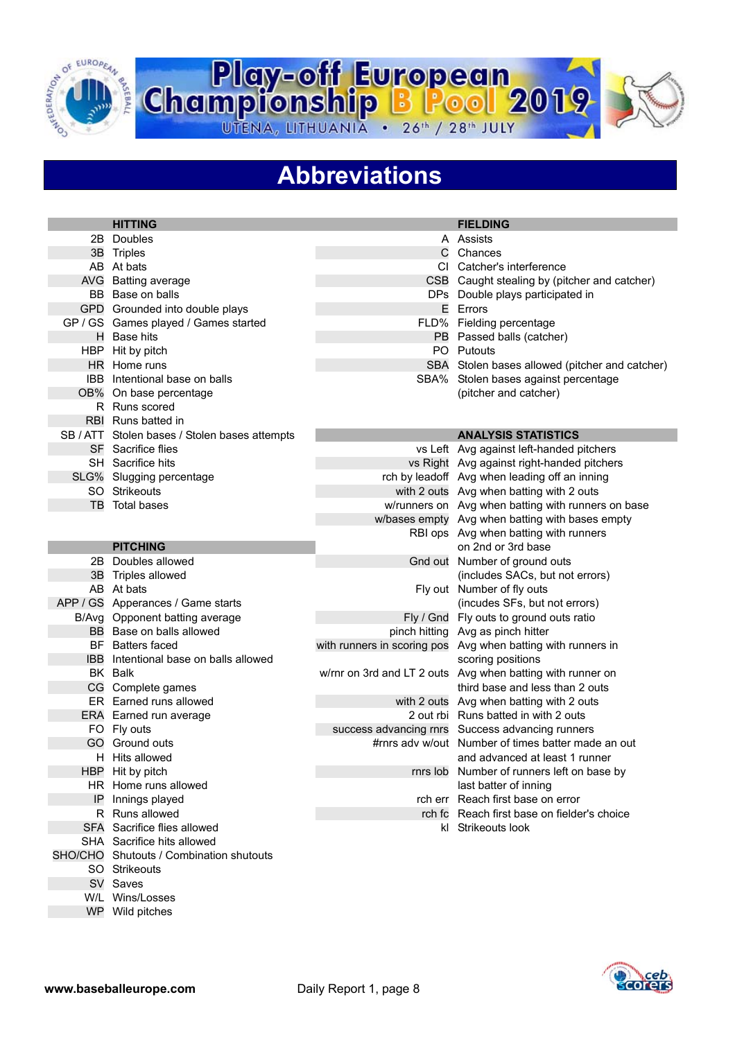# Play-off European Championship B Pool 2019

UTENA, LITHUANIA • 26th / 28th JULY

## Abbreviations

### HITTING

| | |
|---|---|
| 2B | Doubles |
| 3B | Triples |
| AB | At bats |
| AVG | Batting average |
| BB | Base on balls |
| GPD | Grounded into double plays |
| GP / GS | Games played / Games started |
| H | Base hits |
| HBP | Hit by pitch |
| HR | Home runs |
| IBB | Intentional base on balls |
| OB% | On base percentage |
| R | Runs scored |
| RBI | Runs batted in |
| SB / ATT | Stolen bases / Stolen bases attempts |
| SF | Sacrifice flies |
| SH | Sacrifice hits |
| SLG% | Slugging percentage |
| SO | Strikeouts |
| TB | Total bases |

### PITCHING

| | |
|---|---|
| 2B | Doubles allowed |
| 3B | Triples allowed |
| AB | At bats |
| APP / GS | Apperances / Game starts |
| B/Avg | Opponent batting average |
| BB | Base on balls allowed |
| BF | Batters faced |
| IBB | Intentional base on balls allowed |
| BK | Balk |
| CG | Complete games |
| ER | Earned runs allowed |
| ERA | Earned run average |
| FO | Fly outs |
| GO | Ground outs |
| H | Hits allowed |
| HBP | Hit by pitch |
| HR | Home runs allowed |
| IP | Innings played |
| R | Runs allowed |
| SFA | Sacrifice flies allowed |
| SHA | Sacrifice hits allowed |
| SHO/CHO | Shutouts / Combination shutouts |
| SO | Strikeouts |
| SV | Saves |
| W/L | Wins/Losses |
| WP | Wild pitches |

### FIELDING

| | |
|---|---|
| A | Assists |
| C | Chances |
| CI | Catcher's interference |
| CSB | Caught stealing by (pitcher and catcher) |
| DPs | Double plays participated in |
| E | Errors |
| FLD% | Fielding percentage |
| PB | Passed balls (catcher) |
| PO | Putouts |
| SBA | Stolen bases allowed (pitcher and catcher) |
| SBA% | Stolen bases against percentage (pitcher and catcher) |

### ANALYSIS STATISTICS

| | |
|---|---|
| vs Left | Avg against left-handed pitchers |
| vs Right | Avg against right-handed pitchers |
| rch by leadoff | Avg when leading off an inning |
| with 2 outs | Avg when batting with 2 outs |
| w/runners on | Avg when batting with runners on base |
| w/bases empty | Avg when batting with bases empty |
| RBI ops | Avg when batting with runners on 2nd or 3rd base |
| Gnd out | Number of ground outs (includes SACs, but not errors) |
| Fly out | Number of fly outs (incudes SFs, but not errors) |
| Fly / Gnd | Fly outs to ground outs ratio |
| pinch hitting | Avg as pinch hitter |
| with runners in scoring pos | Avg when batting with runners in scoring positions |
| w/rnr on 3rd and LT 2 outs | Avg when batting with runner on third base and less than 2 outs |
| with 2 outs | Avg when batting with 2 outs |
| 2 out rbi | Runs batted in with 2 outs |
| success advancing rnrs | Success advancing runners |
| #rnrs adv w/out | Number of times batter made an out and advanced at least 1 runner |
| rnrs lob | Number of runners left on base by last batter of inning |
| rch err | Reach first base on error |
| rch fc | Reach first base on fielder's choice |
| kl | Strikeouts look |

www.baseballeurope.com

Daily Report 1, page 8